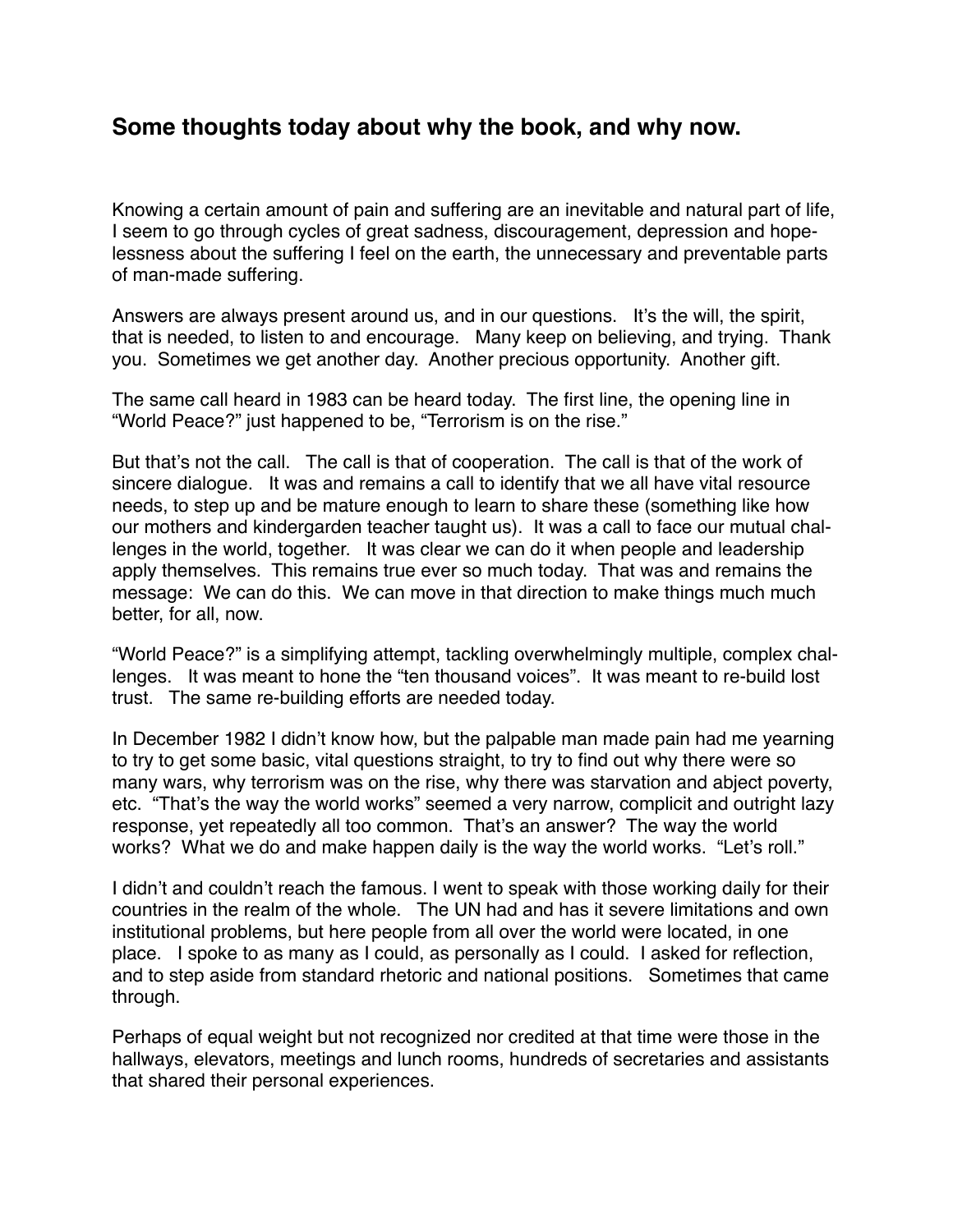## Some thoughts today about why the book, and why now.

Knowing a certain amount of pain and suffering are an inevitable and natural part of life, I seem to go through cycles of great sadness, discouragement, depression and hopelessness about the suffering I feel on the earth, the unnecessary and preventable parts of man-made suffering.

Answers are always present around us, and in our questions. It's the will, the spirit, that is needed, to listen to and encourage. Many keep on believing, and trying. Thank you. Sometimes we get another day. Another precious opportunity. Another gift.

The same call heard in 1983 can be heard today. The first line, the opening line in "World Peace?" just happened to be, "Terrorism is on the rise."

But that's not the call. The call is that of cooperation. The call is that of the work of sincere dialogue. It was and remains a call to identify that we all have vital resource needs, to step up and be mature enough to learn to share these (something like how our mothers and kindergarden teacher taught us). It was a call to face our mutual challenges in the world, together. It was clear we can do it when people and leadership apply themselves. This remains true ever so much today. That was and remains the message: We can do this. We can move in that direction to make things much much better, for all, now.

"World Peace?" is a simplifying attempt, tackling overwhelmingly multiple, complex challenges. It was meant to hone the "ten thousand voices". It was meant to re-build lost trust. The same re-building efforts are needed today.

In December 1982 I didn't know how, but the palpable man made pain had me yearning to try to get some basic, vital questions straight, to try to find out why there were so many wars, why terrorism was on the rise, why there was starvation and abject poverty, etc. "That's the way the world works" seemed a very narrow, complicit and outright lazy response, yet repeatedly all too common. That's an answer? The way the world works? What we do and make happen daily is the way the world works. "Let's roll."

I didn't and couldn't reach the famous. I went to speak with those working daily for their countries in the realm of the whole. The UN had and has it severe limitations and own institutional problems, but here people from all over the world were located, in one place. I spoke to as many as I could, as personally as I could. I asked for reflection, and to step aside from standard rhetoric and national positions. Sometimes that came through.

Perhaps of equal weight but not recognized nor credited at that time were those in the hallways, elevators, meetings and lunch rooms, hundreds of secretaries and assistants that shared their personal experiences.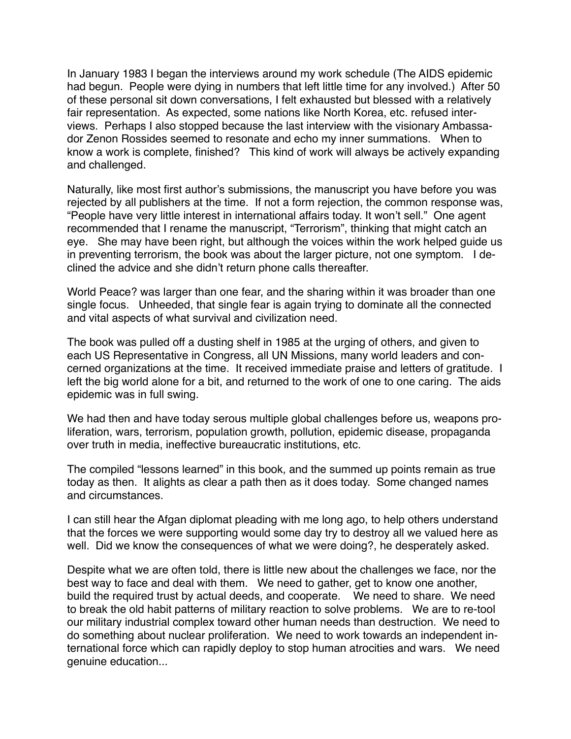In January 1983 I began the interviews around my work schedule (The AIDS epidemic had begun. People were dying in numbers that left little time for any involved.) After 50 of these personal sit down conversations, I felt exhausted but blessed with a relatively fair representation. As expected, some nations like North Korea, etc. refused interviews. Perhaps I also stopped because the last interview with the visionary Ambassador Zenon Rossides seemed to resonate and echo my inner summations. When to know a work is complete, finished? This kind of work will always be actively expanding and challenged.

Naturally, like most first author's submissions, the manuscript you have before you was rejected by all publishers at the time. If not a form rejection, the common response was, "People have very little interest in international affairs today. It won't sell." One agent recommended that I rename the manuscript, "Terrorism", thinking that might catch an eye. She may have been right, but although the voices within the work helped guide us in preventing terrorism, the book was about the larger picture, not one symptom. I declined the advice and she didn't return phone calls thereafter.

World Peace? was larger than one fear, and the sharing within it was broader than one single focus. Unheeded, that single fear is again trying to dominate all the connected and vital aspects of what survival and civilization need.

The book was pulled off a dusting shelf in 1985 at the urging of others, and given to each US Representative in Congress, all UN Missions, many world leaders and concerned organizations at the time. It received immediate praise and letters of gratitude. I left the big world alone for a bit, and returned to the work of one to one caring. The aids epidemic was in full swing.

We had then and have today serous multiple global challenges before us, weapons proliferation, wars, terrorism, population growth, pollution, epidemic disease, propaganda over truth in media, ineffective bureaucratic institutions, etc.

The compiled "lessons learned" in this book, and the summed up points remain as true today as then. It alights as clear a path then as it does today. Some changed names and circumstances.

I can still hear the Afgan diplomat pleading with me long ago, to help others understand that the forces we were supporting would some day try to destroy all we valued here as well. Did we know the consequences of what we were doing?, he desperately asked.

Despite what we are often told, there is little new about the challenges we face, nor the best way to face and deal with them. We need to gather, get to know one another, build the required trust by actual deeds, and cooperate. We need to share. We need to break the old habit patterns of military reaction to solve problems. We are to re-tool our military industrial complex toward other human needs than destruction. We need to do something about nuclear proliferation. We need to work towards an independent international force which can rapidly deploy to stop human atrocities and wars. We need genuine education...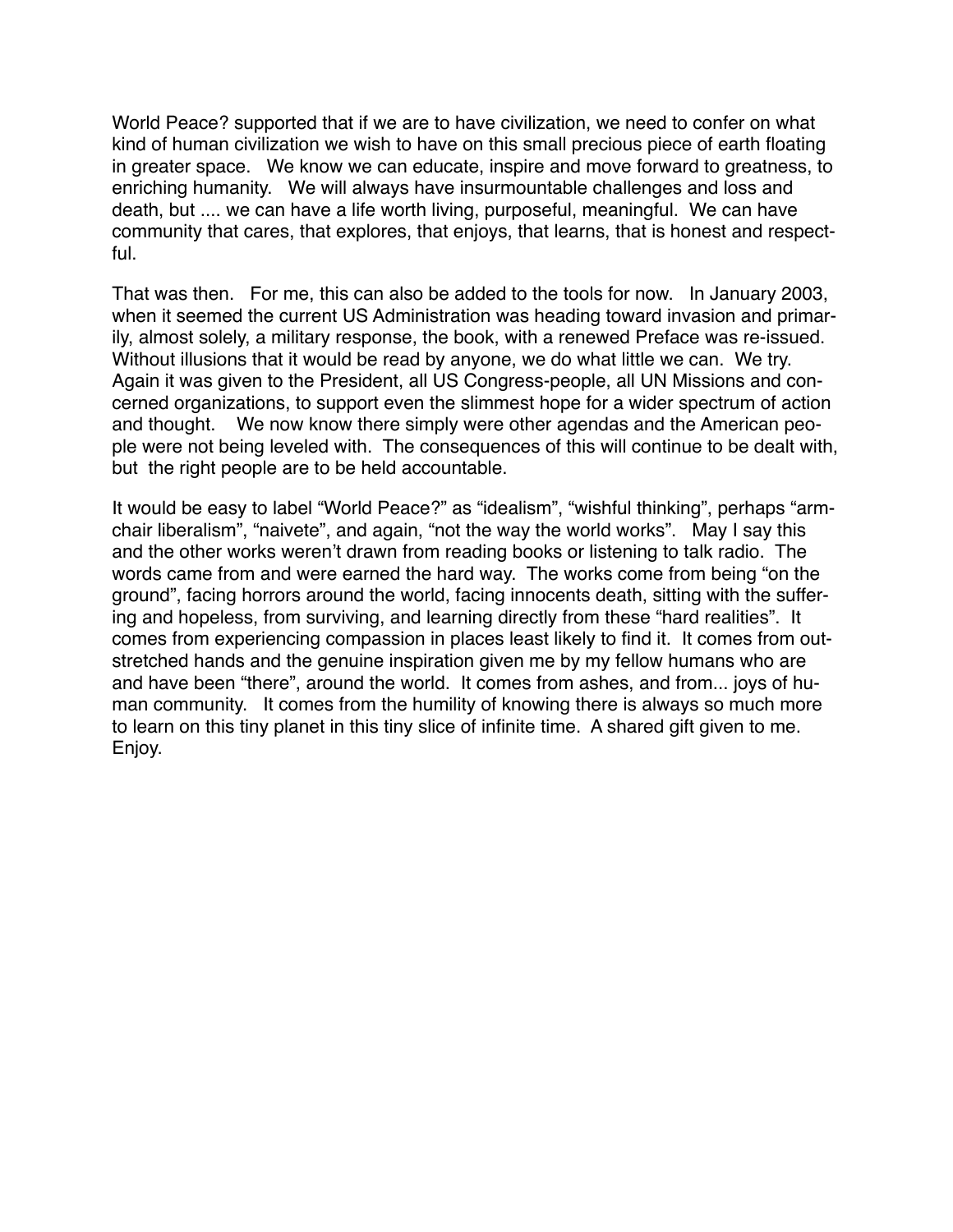World Peace? supported that if we are to have civilization, we need to confer on what kind of human civilization we wish to have on this small precious piece of earth floating in greater space. We know we can educate, inspire and move forward to greatness, to enriching humanity. We will always have insurmountable challenges and loss and death, but .... we can have a life worth living, purposeful, meaningful. We can have community that cares, that explores, that enjoys, that learns, that is honest and respectful.

That was then. For me, this can also be added to the tools for now. In January 2003, when it seemed the current US Administration was heading toward invasion and primarily, almost solely, a military response, the book, with a renewed Preface was re-issued. Without illusions that it would be read by anyone, we do what little we can. We try. Again it was given to the President, all US Congress-people, all UN Missions and concerned organizations, to support even the slimmest hope for a wider spectrum of action and thought. We now know there simply were other agendas and the American people were not being leveled with. The consequences of this will continue to be dealt with, but the right people are to be held accountable.

It would be easy to label "World Peace?" as "idealism", "wishful thinking", perhaps "armchair liberalism", "naivete", and again, "not the way the world works". May I say this and the other works weren't drawn from reading books or listening to talk radio. The words came from and were earned the hard way. The works come from being "on the ground", facing horrors around the world, facing innocents death, sitting with the suffering and hopeless, from surviving, and learning directly from these "hard realities". It comes from experiencing compassion in places least likely to find it. It comes from outstretched hands and the genuine inspiration given me by my fellow humans who are and have been "there", around the world. It comes from ashes, and from... joys of human community. It comes from the humility of knowing there is always so much more to learn on this tiny planet in this tiny slice of infinite time. A shared gift given to me. Enjoy.